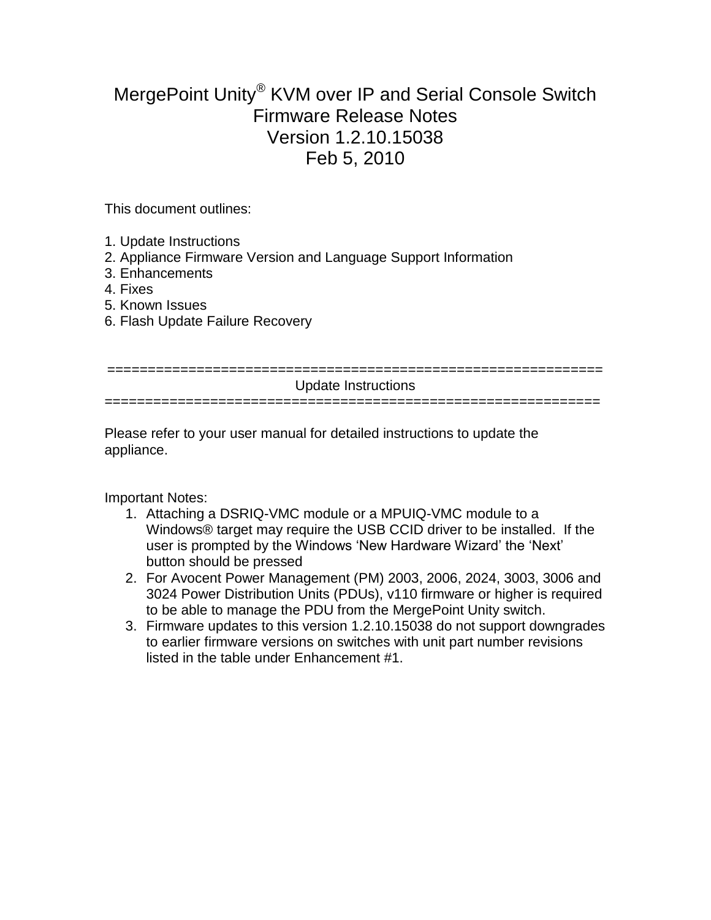# MergePoint Unity® KVM over IP and Serial Console Switch Firmware Release Notes Version 1.2.10.15038 Feb 5, 2010

This document outlines:

1. Update Instructions
2. Appliance Firmware Version and Language Support Information
3. Enhancements
4. Fixes
5. Known Issues
6. Flash Update Failure Recovery

=============================================================
## Update Instructions
=============================================================

Please refer to your user manual for detailed instructions to update the appliance.

Important Notes:

1. Attaching a DSRIQ-VMC module or a MPUIQ-VMC module to a Windows® target may require the USB CCID driver to be installed. If the user is prompted by the Windows 'New Hardware Wizard' the 'Next' button should be pressed
2. For Avocent Power Management (PM) 2003, 2006, 2024, 3003, 3006 and 3024 Power Distribution Units (PDUs), v110 firmware or higher is required to be able to manage the PDU from the MergePoint Unity switch.
3. Firmware updates to this version 1.2.10.15038 do not support downgrades to earlier firmware versions on switches with unit part number revisions listed in the table under Enhancement #1.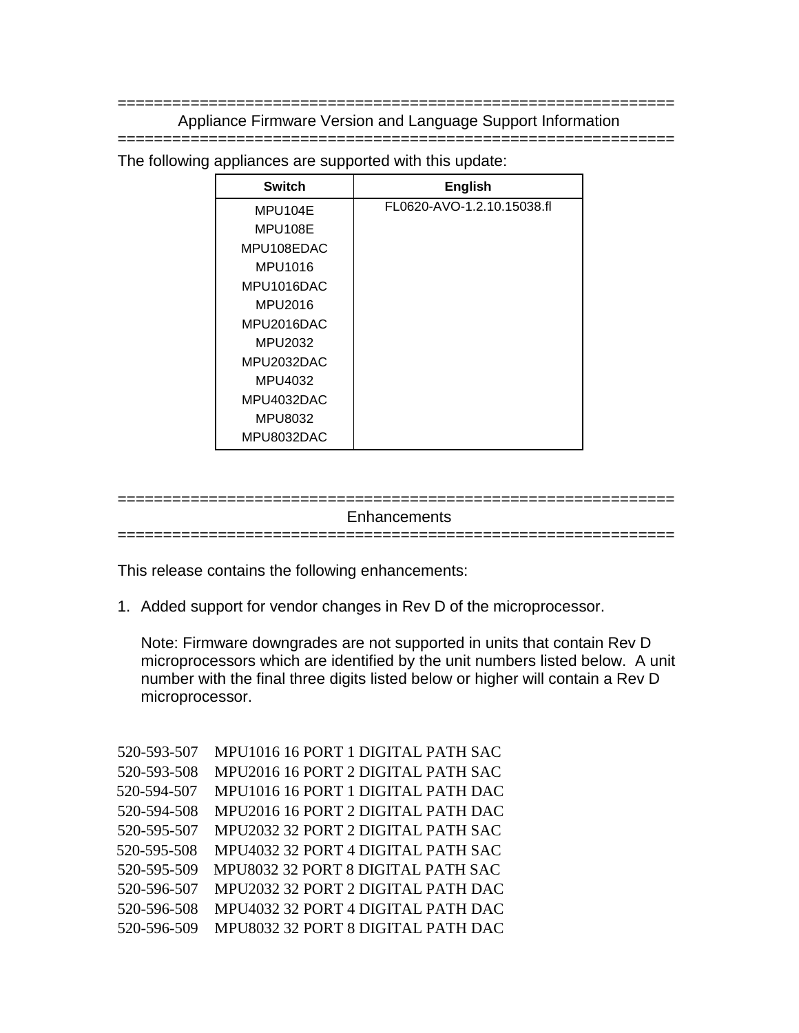============================================================

## Appliance Firmware Version and Language Support Information

============================================================

The following appliances are supported with this update:

| Switch | English |
|---|---|
| MPU104E<br>MPU108E<br>MPU108EDAC<br>MPU1016<br>MPU1016DAC<br>MPU2016<br>MPU2016DAC<br>MPU2032<br>MPU2032DAC<br>MPU4032<br>MPU4032DAC<br>MPU8032<br>MPU8032DAC | FL0620-AVO-1.2.10.15038.fl |

============================================================

## Enhancements

============================================================

This release contains the following enhancements:

1. Added support for vendor changes in Rev D of the microprocessor.

   Note: Firmware downgrades are not supported in units that contain Rev D microprocessors which are identified by the unit numbers listed below. A unit number with the final three digits listed below or higher will contain a Rev D microprocessor.

520-593-507 MPU1016 16 PORT 1 DIGITAL PATH SAC
520-593-508 MPU2016 16 PORT 2 DIGITAL PATH SAC
520-594-507 MPU1016 16 PORT 1 DIGITAL PATH DAC
520-594-508 MPU2016 16 PORT 2 DIGITAL PATH DAC
520-595-507 MPU2032 32 PORT 2 DIGITAL PATH SAC
520-595-508 MPU4032 32 PORT 4 DIGITAL PATH SAC
520-595-509 MPU8032 32 PORT 8 DIGITAL PATH SAC
520-596-507 MPU2032 32 PORT 2 DIGITAL PATH DAC
520-596-508 MPU4032 32 PORT 4 DIGITAL PATH DAC
520-596-509 MPU8032 32 PORT 8 DIGITAL PATH DAC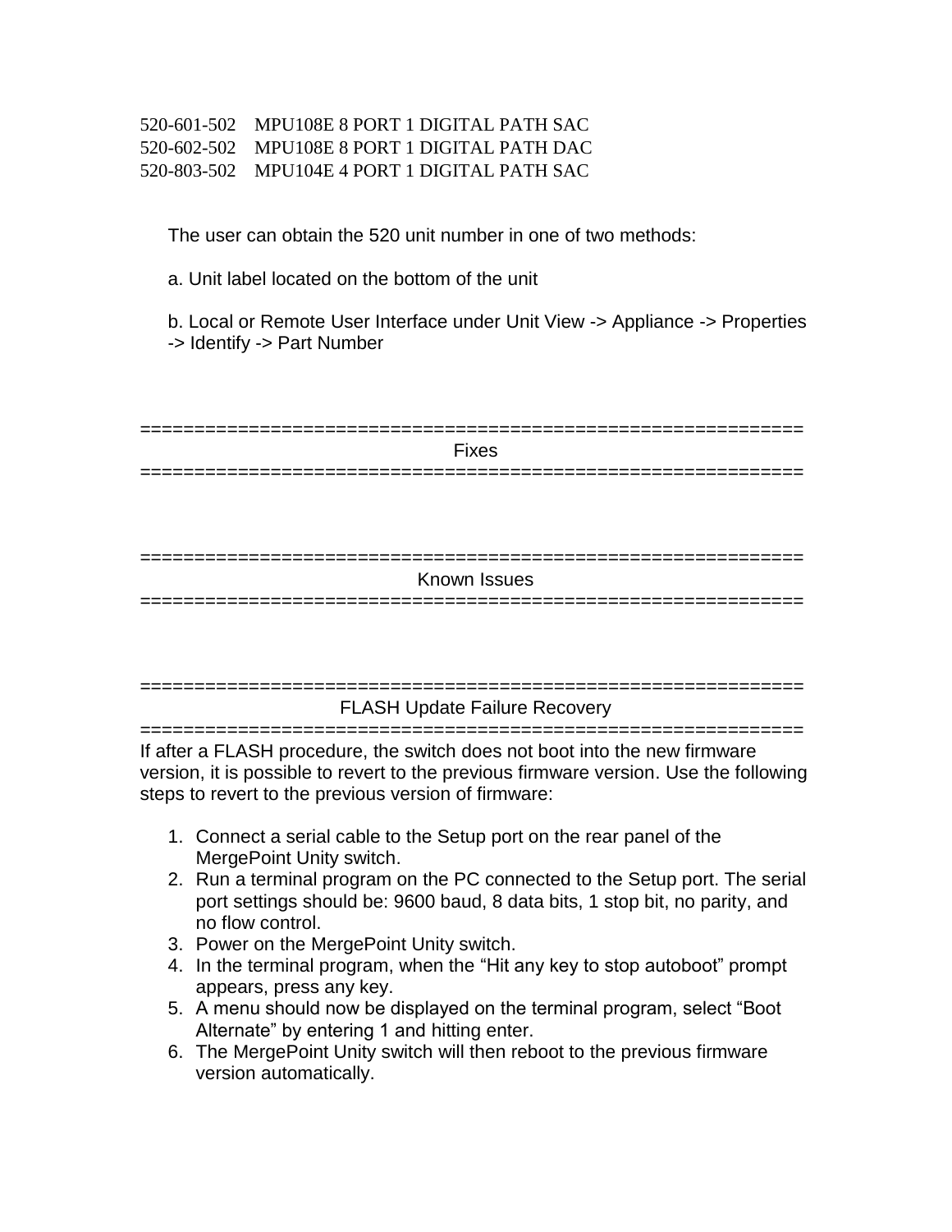520-601-502    MPU108E 8 PORT 1 DIGITAL PATH SAC
520-602-502    MPU108E 8 PORT 1 DIGITAL PATH DAC
520-803-502    MPU104E 4 PORT 1 DIGITAL PATH SAC

The user can obtain the 520 unit number in one of two methods:

a. Unit label located on the bottom of the unit

b. Local or Remote User Interface under Unit View -> Appliance -> Properties -> Identify -> Part Number

============================================================

## Fixes

============================================================

============================================================

## Known Issues

============================================================

============================================================

## FLASH Update Failure Recovery

============================================================

If after a FLASH procedure, the switch does not boot into the new firmware version, it is possible to revert to the previous firmware version. Use the following steps to revert to the previous version of firmware:

1. Connect a serial cable to the Setup port on the rear panel of the MergePoint Unity switch.
2. Run a terminal program on the PC connected to the Setup port. The serial port settings should be: 9600 baud, 8 data bits, 1 stop bit, no parity, and no flow control.
3. Power on the MergePoint Unity switch.
4. In the terminal program, when the “Hit any key to stop autoboot” prompt appears, press any key.
5. A menu should now be displayed on the terminal program, select “Boot Alternate” by entering 1 and hitting enter.
6. The MergePoint Unity switch will then reboot to the previous firmware version automatically.